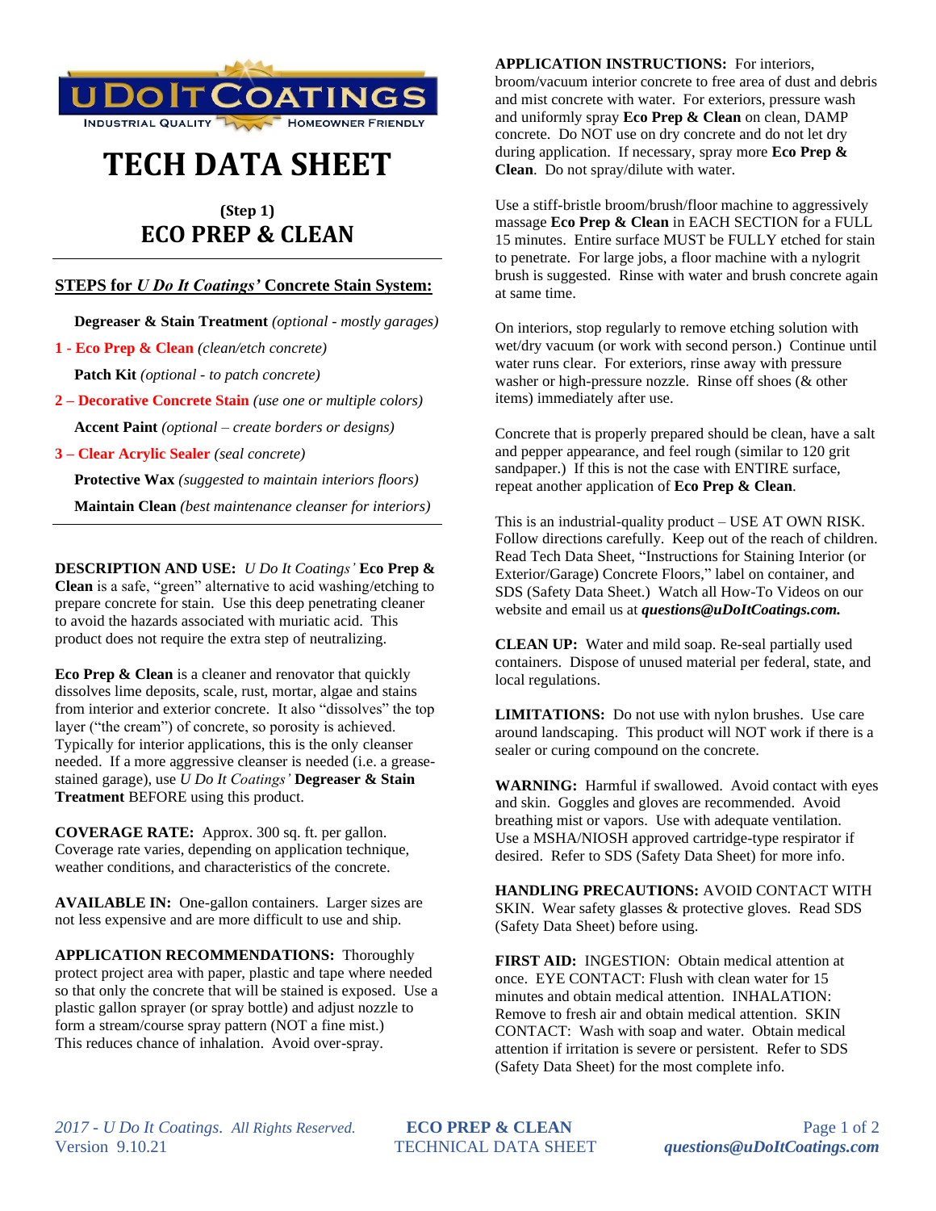UDOITCOATINGS

INDUSTRIAL QUALITY HOMEOWNER FRIENDLY

# TECH DATA SHEET

### (Step 1)

## ECO PREP & CLEAN

---

**STEPS for *U Do It Coatings'* Concrete Stain System:**

**Degreaser & Stain Treatment** *(optional - mostly garages)*

**1 - Eco Prep & Clean** *(clean/etch concrete)*

**Patch Kit** *(optional - to patch concrete)*

**2 – Decorative Concrete Stain** *(use one or multiple colors)*

**Accent Paint** *(optional – create borders or designs)*

**3 – Clear Acrylic Sealer** *(seal concrete)*

**Protective Wax** *(suggested to maintain interiors floors)*

**Maintain Clean** *(best maintenance cleanser for interiors)*

---

**DESCRIPTION AND USE:** *U Do It Coatings'* **Eco Prep & Clean** is a safe, "green" alternative to acid washing/etching to prepare concrete for stain. Use this deep penetrating cleaner to avoid the hazards associated with muriatic acid. This product does not require the extra step of neutralizing.

**Eco Prep & Clean** is a cleaner and renovator that quickly dissolves lime deposits, scale, rust, mortar, algae and stains from interior and exterior concrete. It also "dissolves" the top layer ("the cream") of concrete, so porosity is achieved. Typically for interior applications, this is the only cleanser needed. If a more aggressive cleanser is needed (i.e. a grease-stained garage), use *U Do It Coatings'* **Degreaser & Stain Treatment** BEFORE using this product.

**COVERAGE RATE:** Approx. 300 sq. ft. per gallon. Coverage rate varies, depending on application technique, weather conditions, and characteristics of the concrete.

**AVAILABLE IN:** One-gallon containers. Larger sizes are not less expensive and are more difficult to use and ship.

**APPLICATION RECOMMENDATIONS:** Thoroughly protect project area with paper, plastic and tape where needed so that only the concrete that will be stained is exposed. Use a plastic gallon sprayer (or spray bottle) and adjust nozzle to form a stream/course spray pattern (NOT a fine mist.) This reduces chance of inhalation. Avoid over-spray.

**APPLICATION INSTRUCTIONS:** For interiors, broom/vacuum interior concrete to free area of dust and debris and mist concrete with water. For exteriors, pressure wash and uniformly spray **Eco Prep & Clean** on clean, DAMP concrete. Do NOT use on dry concrete and do not let dry during application. If necessary, spray more **Eco Prep & Clean**. Do not spray/dilute with water.

Use a stiff-bristle broom/brush/floor machine to aggressively massage **Eco Prep & Clean** in EACH SECTION for a FULL 15 minutes. Entire surface MUST be FULLY etched for stain to penetrate. For large jobs, a floor machine with a nylogrit brush is suggested. Rinse with water and brush concrete again at same time.

On interiors, stop regularly to remove etching solution with wet/dry vacuum (or work with second person.) Continue until water runs clear. For exteriors, rinse away with pressure washer or high-pressure nozzle. Rinse off shoes (& other items) immediately after use.

Concrete that is properly prepared should be clean, have a salt and pepper appearance, and feel rough (similar to 120 grit sandpaper.) If this is not the case with ENTIRE surface, repeat another application of **Eco Prep & Clean**.

This is an industrial-quality product – USE AT OWN RISK. Follow directions carefully. Keep out of the reach of children. Read Tech Data Sheet, "Instructions for Staining Interior (or Exterior/Garage) Concrete Floors," label on container, and SDS (Safety Data Sheet.) Watch all How-To Videos on our website and email us at ***questions@uDoItCoatings.com.***

**CLEAN UP:** Water and mild soap. Re-seal partially used containers. Dispose of unused material per federal, state, and local regulations.

**LIMITATIONS:** Do not use with nylon brushes. Use care around landscaping. This product will NOT work if there is a sealer or curing compound on the concrete.

**WARNING:** Harmful if swallowed. Avoid contact with eyes and skin. Goggles and gloves are recommended. Avoid breathing mist or vapors. Use with adequate ventilation. Use a MSHA/NIOSH approved cartridge-type respirator if desired. Refer to SDS (Safety Data Sheet) for more info.

**HANDLING PRECAUTIONS:** AVOID CONTACT WITH SKIN. Wear safety glasses & protective gloves. Read SDS (Safety Data Sheet) before using.

**FIRST AID:** INGESTION: Obtain medical attention at once. EYE CONTACT: Flush with clean water for 15 minutes and obtain medical attention. INHALATION: Remove to fresh air and obtain medical attention. SKIN CONTACT: Wash with soap and water. Obtain medical attention if irritation is severe or persistent. Refer to SDS (Safety Data Sheet) for the most complete info.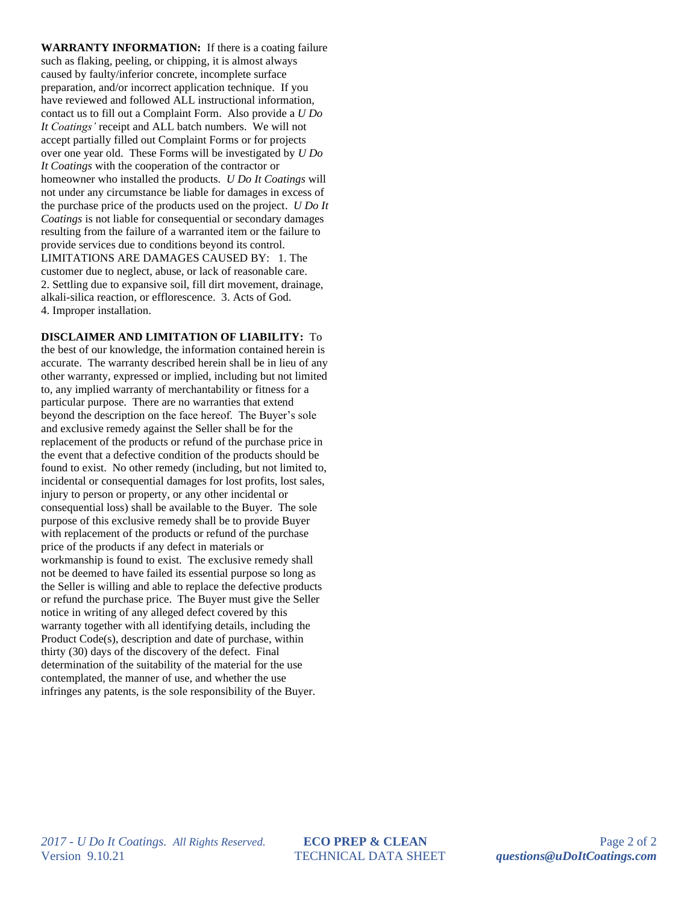**WARRANTY INFORMATION:** If there is a coating failure such as flaking, peeling, or chipping, it is almost always caused by faulty/inferior concrete, incomplete surface preparation, and/or incorrect application technique. If you have reviewed and followed ALL instructional information, contact us to fill out a Complaint Form. Also provide a *U Do It Coatings'* receipt and ALL batch numbers. We will not accept partially filled out Complaint Forms or for projects over one year old. These Forms will be investigated by *U Do It Coatings* with the cooperation of the contractor or homeowner who installed the products. *U Do It Coatings* will not under any circumstance be liable for damages in excess of the purchase price of the products used on the project. *U Do It Coatings* is not liable for consequential or secondary damages resulting from the failure of a warranted item or the failure to provide services due to conditions beyond its control. LIMITATIONS ARE DAMAGES CAUSED BY: 1. The customer due to neglect, abuse, or lack of reasonable care. 2. Settling due to expansive soil, fill dirt movement, drainage, alkali-silica reaction, or efflorescence. 3. Acts of God. 4. Improper installation.

**DISCLAIMER AND LIMITATION OF LIABILITY:** To the best of our knowledge, the information contained herein is accurate. The warranty described herein shall be in lieu of any other warranty, expressed or implied, including but not limited to, any implied warranty of merchantability or fitness for a particular purpose. There are no warranties that extend beyond the description on the face hereof. The Buyer's sole and exclusive remedy against the Seller shall be for the replacement of the products or refund of the purchase price in the event that a defective condition of the products should be found to exist. No other remedy (including, but not limited to, incidental or consequential damages for lost profits, lost sales, injury to person or property, or any other incidental or consequential loss) shall be available to the Buyer. The sole purpose of this exclusive remedy shall be to provide Buyer with replacement of the products or refund of the purchase price of the products if any defect in materials or workmanship is found to exist. The exclusive remedy shall not be deemed to have failed its essential purpose so long as the Seller is willing and able to replace the defective products or refund the purchase price. The Buyer must give the Seller notice in writing of any alleged defect covered by this warranty together with all identifying details, including the Product Code(s), description and date of purchase, within thirty (30) days of the discovery of the defect. Final determination of the suitability of the material for the use contemplated, the manner of use, and whether the use infringes any patents, is the sole responsibility of the Buyer.